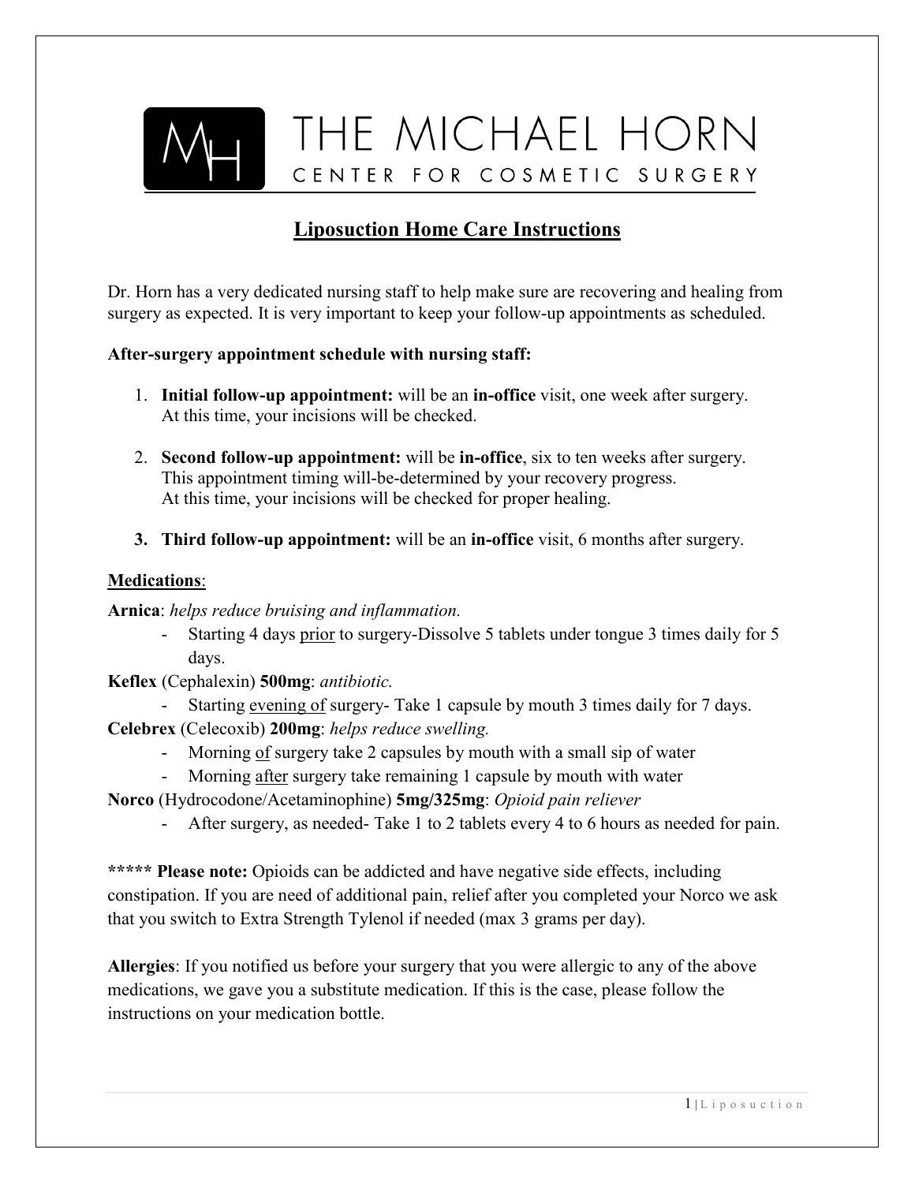# THE MICHAEL HORN
## CENTER FOR COSMETIC SURGERY

## Liposuction Home Care Instructions

Dr. Horn has a very dedicated nursing staff to help make sure are recovering and healing from surgery as expected. It is very important to keep your follow-up appointments as scheduled.

**After-surgery appointment schedule with nursing staff:**

1. **Initial follow-up appointment:** will be an **in-office** visit, one week after surgery. At this time, your incisions will be checked.

2. **Second follow-up appointment:** will be **in-office**, six to ten weeks after surgery. This appointment timing will-be-determined by your recovery progress. At this time, your incisions will be checked for proper healing.

3. **Third follow-up appointment:** will be an **in-office** visit, 6 months after surgery.

**Medications**:

**Arnica**: *helps reduce bruising and inflammation.*

- Starting 4 days prior to surgery-Dissolve 5 tablets under tongue 3 times daily for 5 days.

**Keflex** (Cephalexin) **500mg**: *antibiotic.*

- Starting evening of surgery- Take 1 capsule by mouth 3 times daily for 7 days.

**Celebrex** (Celecoxib) **200mg**: *helps reduce swelling.*

- Morning of surgery take 2 capsules by mouth with a small sip of water
- Morning after surgery take remaining 1 capsule by mouth with water

**Norco** (Hydrocodone/Acetaminophine) **5mg/325mg**: *Opioid pain reliever*

- After surgery, as needed- Take 1 to 2 tablets every 4 to 6 hours as needed for pain.

**\*\*\*\*\* Please note:** Opioids can be addicted and have negative side effects, including constipation. If you are need of additional pain, relief after you completed your Norco we ask that you switch to Extra Strength Tylenol if needed (max 3 grams per day).

**Allergies**: If you notified us before your surgery that you were allergic to any of the above medications, we gave you a substitute medication. If this is the case, please follow the instructions on your medication bottle.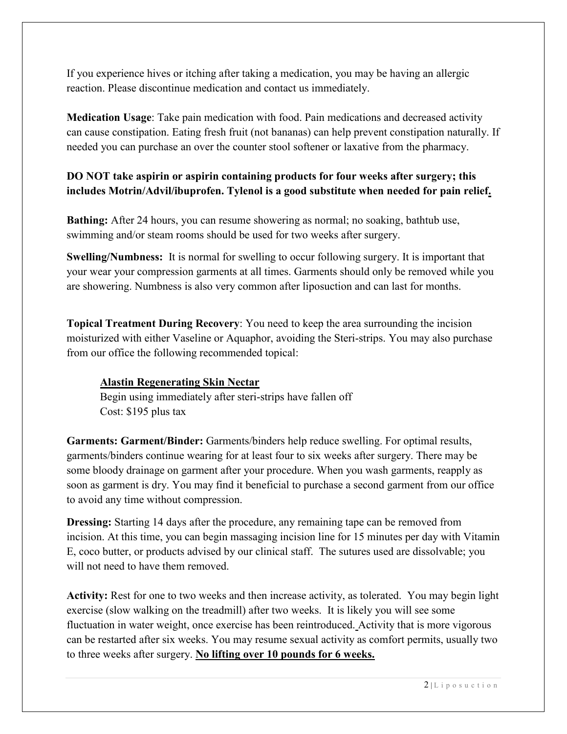If you experience hives or itching after taking a medication, you may be having an allergic reaction. Please discontinue medication and contact us immediately.

**Medication Usage**: Take pain medication with food. Pain medications and decreased activity can cause constipation. Eating fresh fruit (not bananas) can help prevent constipation naturally. If needed you can purchase an over the counter stool softener or laxative from the pharmacy.

**DO NOT take aspirin or aspirin containing products for four weeks after surgery; this includes Motrin/Advil/ibuprofen. Tylenol is a good substitute when needed for pain relief.**

**Bathing:** After 24 hours, you can resume showering as normal; no soaking, bathtub use, swimming and/or steam rooms should be used for two weeks after surgery.

**Swelling/Numbness:** It is normal for swelling to occur following surgery. It is important that your wear your compression garments at all times. Garments should only be removed while you are showering. Numbness is also very common after liposuction and can last for months.

**Topical Treatment During Recovery**: You need to keep the area surrounding the incision moisturized with either Vaseline or Aquaphor, avoiding the Steri-strips. You may also purchase from our office the following recommended topical:

> **<u>Alastin Regenerating Skin Nectar</u>**
> Begin using immediately after steri-strips have fallen off
> Cost: $195 plus tax

**Garments: Garment/Binder:** Garments/binders help reduce swelling. For optimal results, garments/binders continue wearing for at least four to six weeks after surgery. There may be some bloody drainage on garment after your procedure. When you wash garments, reapply as soon as garment is dry. You may find it beneficial to purchase a second garment from our office to avoid any time without compression.

**Dressing:** Starting 14 days after the procedure, any remaining tape can be removed from incision. At this time, you can begin massaging incision line for 15 minutes per day with Vitamin E, coco butter, or products advised by our clinical staff. The sutures used are dissolvable; you will not need to have them removed.

**Activity:** Rest for one to two weeks and then increase activity, as tolerated. You may begin light exercise (slow walking on the treadmill) after two weeks. It is likely you will see some fluctuation in water weight, once exercise has been reintroduced. Activity that is more vigorous can be restarted after six weeks. You may resume sexual activity as comfort permits, usually two to three weeks after surgery. **<u>No lifting over 10 pounds for 6 weeks.</u>**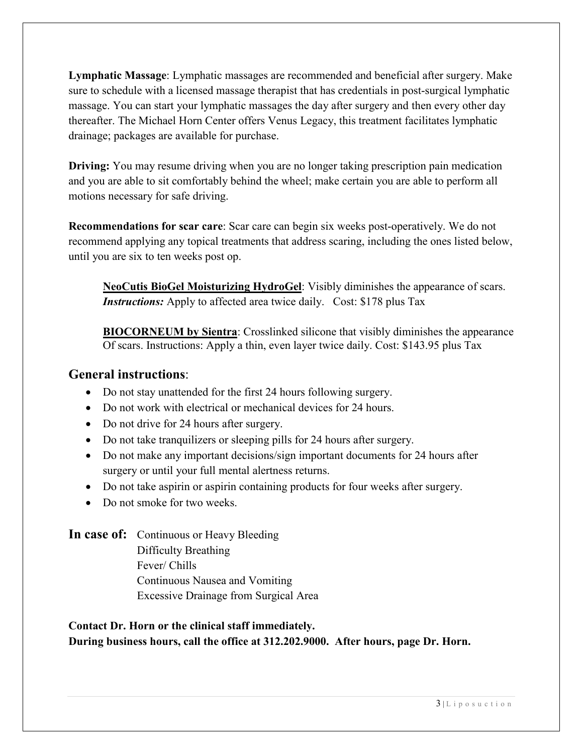**Lymphatic Massage**: Lymphatic massages are recommended and beneficial after surgery. Make sure to schedule with a licensed massage therapist that has credentials in post-surgical lymphatic massage. You can start your lymphatic massages the day after surgery and then every other day thereafter. The Michael Horn Center offers Venus Legacy, this treatment facilitates lymphatic drainage; packages are available for purchase.

**Driving:** You may resume driving when you are no longer taking prescription pain medication and you are able to sit comfortably behind the wheel; make certain you are able to perform all motions necessary for safe driving.

**Recommendations for scar care**: Scar care can begin six weeks post-operatively. We do not recommend applying any topical treatments that address scaring, including the ones listed below, until you are six to ten weeks post op.

> **NeoCutis BioGel Moisturizing HydroGel**: Visibly diminishes the appearance of scars. ***Instructions:*** Apply to affected area twice daily. Cost: $178 plus Tax
>
> **BIOCORNEUM by Sientra**: Crosslinked silicone that visibly diminishes the appearance Of scars. Instructions: Apply a thin, even layer twice daily. Cost: $143.95 plus Tax

## General instructions:

- Do not stay unattended for the first 24 hours following surgery.
- Do not work with electrical or mechanical devices for 24 hours.
- Do not drive for 24 hours after surgery.
- Do not take tranquilizers or sleeping pills for 24 hours after surgery.
- Do not make any important decisions/sign important documents for 24 hours after surgery or until your full mental alertness returns.
- Do not take aspirin or aspirin containing products for four weeks after surgery.
- Do not smoke for two weeks.

**In case of:**
Continuous or Heavy Bleeding
Difficulty Breathing
Fever/ Chills
Continuous Nausea and Vomiting
Excessive Drainage from Surgical Area

**Contact Dr. Horn or the clinical staff immediately.**
**During business hours, call the office at 312.202.9000. After hours, page Dr. Horn.**